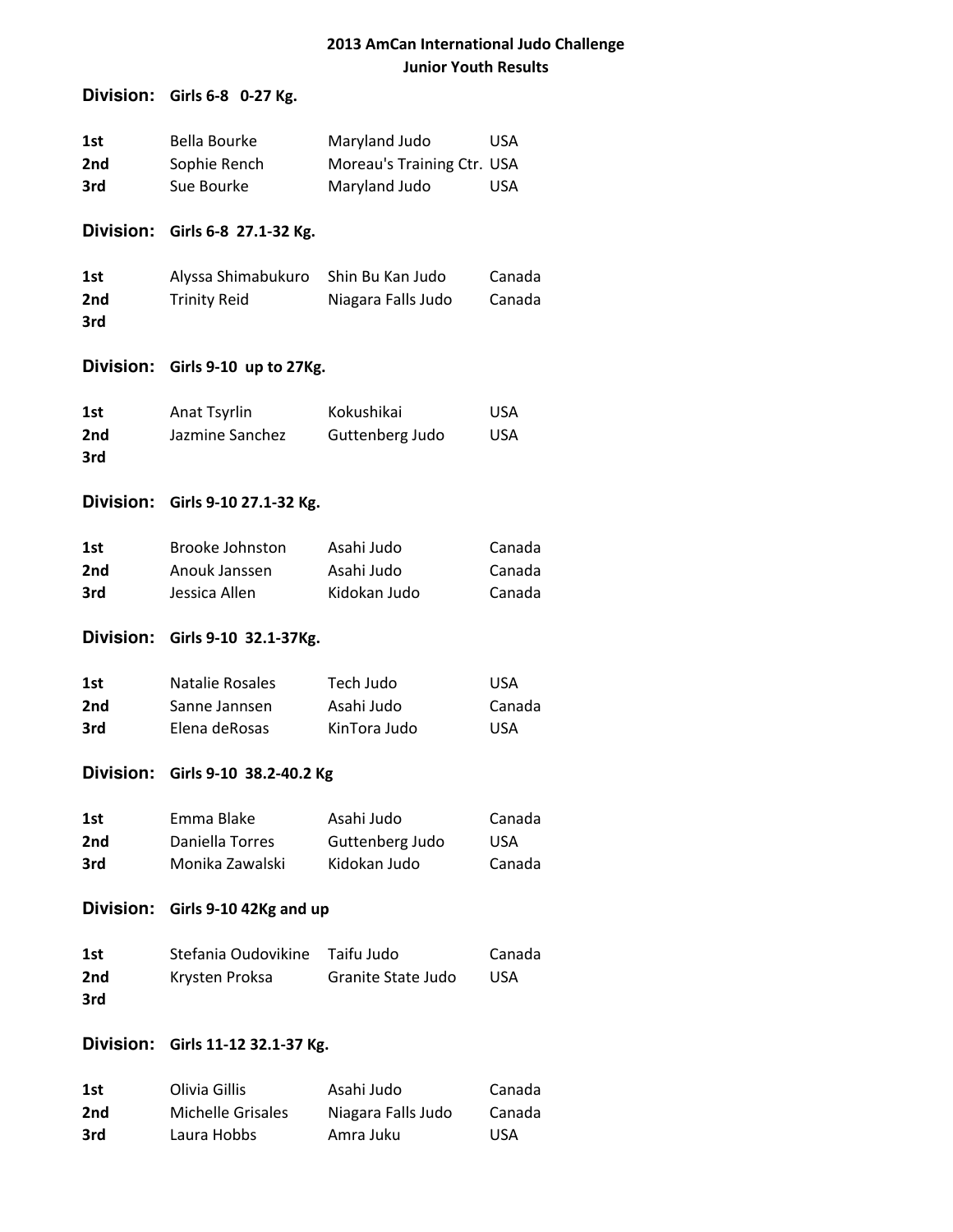# 2013 AmCan International Judo Challenge
## Junior Youth Results

### Division: Girls 6-8 0-27 Kg.

| | | | |
|---|---|---|---|
| 1st | Bella Bourke | Maryland Judo | USA |
| 2nd | Sophie Rench | Moreau's Training Ctr. | USA |
| 3rd | Sue Bourke | Maryland Judo | USA |

### Division: Girls 6-8 27.1-32 Kg.

| | | | |
|---|---|---|---|
| 1st | Alyssa Shimabukuro | Shin Bu Kan Judo | Canada |
| 2nd | Trinity Reid | Niagara Falls Judo | Canada |
| 3rd | | | |

### Division: Girls 9-10 up to 27Kg.

| | | | |
|---|---|---|---|
| 1st | Anat Tsyrlin | Kokushikai | USA |
| 2nd | Jazmine Sanchez | Guttenberg Judo | USA |
| 3rd | | | |

### Division: Girls 9-10 27.1-32 Kg.

| | | | |
|---|---|---|---|
| 1st | Brooke Johnston | Asahi Judo | Canada |
| 2nd | Anouk Janssen | Asahi Judo | Canada |
| 3rd | Jessica Allen | Kidokan Judo | Canada |

### Division: Girls 9-10 32.1-37Kg.

| | | | |
|---|---|---|---|
| 1st | Natalie Rosales | Tech Judo | USA |
| 2nd | Sanne Jannsen | Asahi Judo | Canada |
| 3rd | Elena deRosas | KinTora Judo | USA |

### Division: Girls 9-10 38.2-40.2 Kg

| | | | |
|---|---|---|---|
| 1st | Emma Blake | Asahi Judo | Canada |
| 2nd | Daniella Torres | Guttenberg Judo | USA |
| 3rd | Monika Zawalski | Kidokan Judo | Canada |

### Division: Girls 9-10 42Kg and up

| | | | |
|---|---|---|---|
| 1st | Stefania Oudovikine | Taifu Judo | Canada |
| 2nd | Krysten Proksa | Granite State Judo | USA |
| 3rd | | | |

### Division: Girls 11-12 32.1-37 Kg.

| | | | |
|---|---|---|---|
| 1st | Olivia Gillis | Asahi Judo | Canada |
| 2nd | Michelle Grisales | Niagara Falls Judo | Canada |
| 3rd | Laura Hobbs | Amra Juku | USA |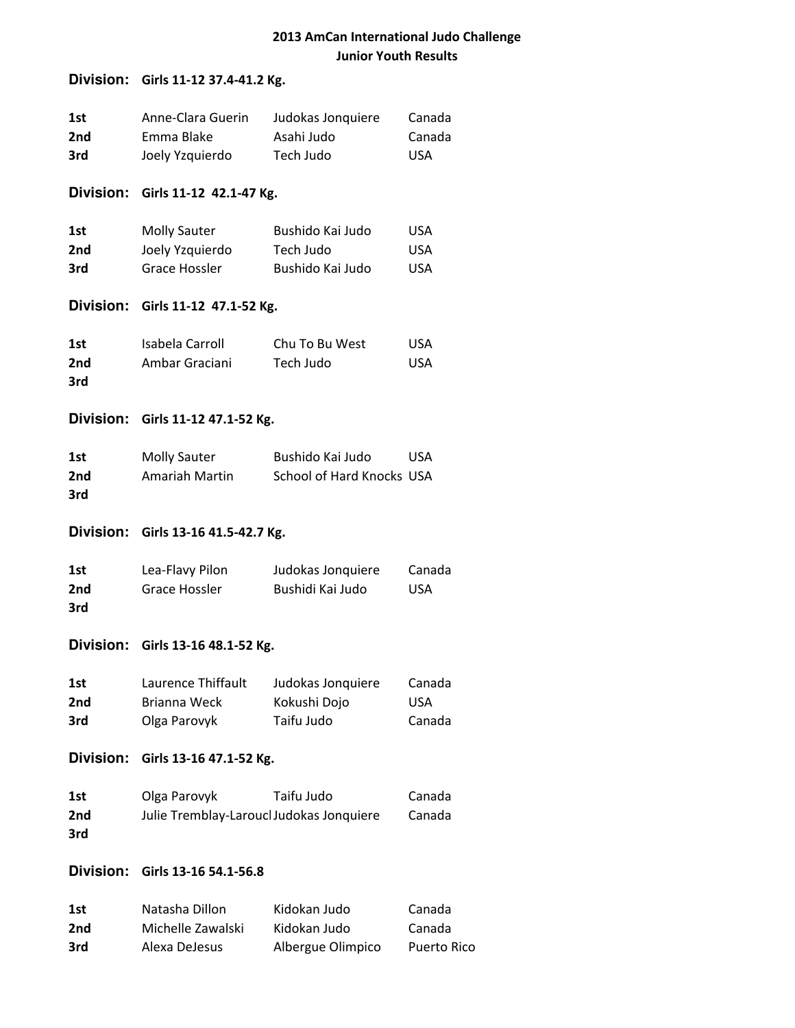**2013 AmCan International Judo Challenge**
**Junior Youth Results**

**Division: Girls 11-12 37.4-41.2 Kg.**

| | | | |
|---|---|---|---|
| 1st | Anne-Clara Guerin | Judokas Jonquiere | Canada |
| 2nd | Emma Blake | Asahi Judo | Canada |
| 3rd | Joely Yzquierdo | Tech Judo | USA |

**Division: Girls 11-12 42.1-47 Kg.**

| | | | |
|---|---|---|---|
| 1st | Molly Sauter | Bushido Kai Judo | USA |
| 2nd | Joely Yzquierdo | Tech Judo | USA |
| 3rd | Grace Hossler | Bushido Kai Judo | USA |

**Division: Girls 11-12 47.1-52 Kg.**

| | | | |
|---|---|---|---|
| 1st | Isabela Carroll | Chu To Bu West | USA |
| 2nd | Ambar Graciani | Tech Judo | USA |
| 3rd | | | |

**Division: Girls 11-12 47.1-52 Kg.**

| | | | |
|---|---|---|---|
| 1st | Molly Sauter | Bushido Kai Judo | USA |
| 2nd | Amariah Martin | School of Hard Knocks | USA |
| 3rd | | | |

**Division: Girls 13-16 41.5-42.7 Kg.**

| | | | |
|---|---|---|---|
| 1st | Lea-Flavy Pilon | Judokas Jonquiere | Canada |
| 2nd | Grace Hossler | Bushidi Kai Judo | USA |
| 3rd | | | |

**Division: Girls 13-16 48.1-52 Kg.**

| | | | |
|---|---|---|---|
| 1st | Laurence Thiffault | Judokas Jonquiere | Canada |
| 2nd | Brianna Weck | Kokushi Dojo | USA |
| 3rd | Olga Parovyk | Taifu Judo | Canada |

**Division: Girls 13-16 47.1-52 Kg.**

| | | | |
|---|---|---|---|
| 1st | Olga Parovyk | Taifu Judo | Canada |
| 2nd | Julie Tremblay-Larouc | Judokas Jonquiere | Canada |
| 3rd | | | |

**Division: Girls 13-16 54.1-56.8**

| | | | |
|---|---|---|---|
| 1st | Natasha Dillon | Kidokan Judo | Canada |
| 2nd | Michelle Zawalski | Kidokan Judo | Canada |
| 3rd | Alexa DeJesus | Albergue Olimpico | Puerto Rico |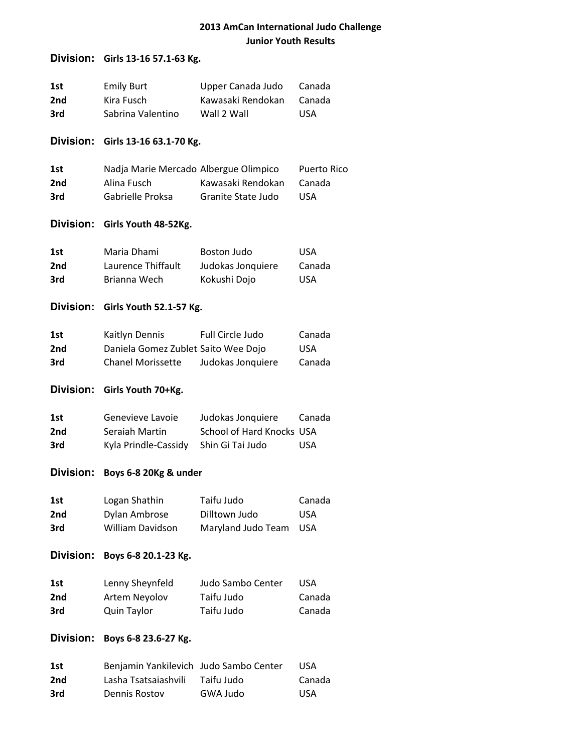**2013 AmCan International Judo Challenge**
**Junior Youth Results**

**Division: Girls 13-16 57.1-63 Kg.**

| | | | |
|---|---|---|---|
| **1st** | Emily Burt | Upper Canada Judo | Canada |
| **2nd** | Kira Fusch | Kawasaki Rendokan | Canada |
| **3rd** | Sabrina Valentino | Wall 2 Wall | USA |

**Division: Girls 13-16 63.1-70 Kg.**

| | | | |
|---|---|---|---|
| **1st** | Nadja Marie Mercado | Albergue Olimpico | Puerto Rico |
| **2nd** | Alina Fusch | Kawasaki Rendokan | Canada |
| **3rd** | Gabrielle Proksa | Granite State Judo | USA |

**Division: Girls Youth 48-52Kg.**

| | | | |
|---|---|---|---|
| **1st** | Maria Dhami | Boston Judo | USA |
| **2nd** | Laurence Thiffault | Judokas Jonquiere | Canada |
| **3rd** | Brianna Wech | Kokushi Dojo | USA |

**Division: Girls Youth 52.1-57 Kg.**

| | | | |
|---|---|---|---|
| **1st** | Kaitlyn Dennis | Full Circle Judo | Canada |
| **2nd** | Daniela Gomez Zublet | Saito Wee Dojo | USA |
| **3rd** | Chanel Morissette | Judokas Jonquiere | Canada |

**Division: Girls Youth 70+Kg.**

| | | | |
|---|---|---|---|
| **1st** | Genevieve Lavoie | Judokas Jonquiere | Canada |
| **2nd** | Seraiah Martin | School of Hard Knocks | USA |
| **3rd** | Kyla Prindle-Cassidy | Shin Gi Tai Judo | USA |

**Division: Boys 6-8 20Kg & under**

| | | | |
|---|---|---|---|
| **1st** | Logan Shathin | Taifu Judo | Canada |
| **2nd** | Dylan Ambrose | Dilltown Judo | USA |
| **3rd** | William Davidson | Maryland Judo Team | USA |

**Division: Boys 6-8 20.1-23 Kg.**

| | | | |
|---|---|---|---|
| **1st** | Lenny Sheynfeld | Judo Sambo Center | USA |
| **2nd** | Artem Neyolov | Taifu Judo | Canada |
| **3rd** | Quin Taylor | Taifu Judo | Canada |

**Division: Boys 6-8 23.6-27 Kg.**

| | | | |
|---|---|---|---|
| **1st** | Benjamin Yankilevich | Judo Sambo Center | USA |
| **2nd** | Lasha Tsatsaiashvili | Taifu Judo | Canada |
| **3rd** | Dennis Rostov | GWA Judo | USA |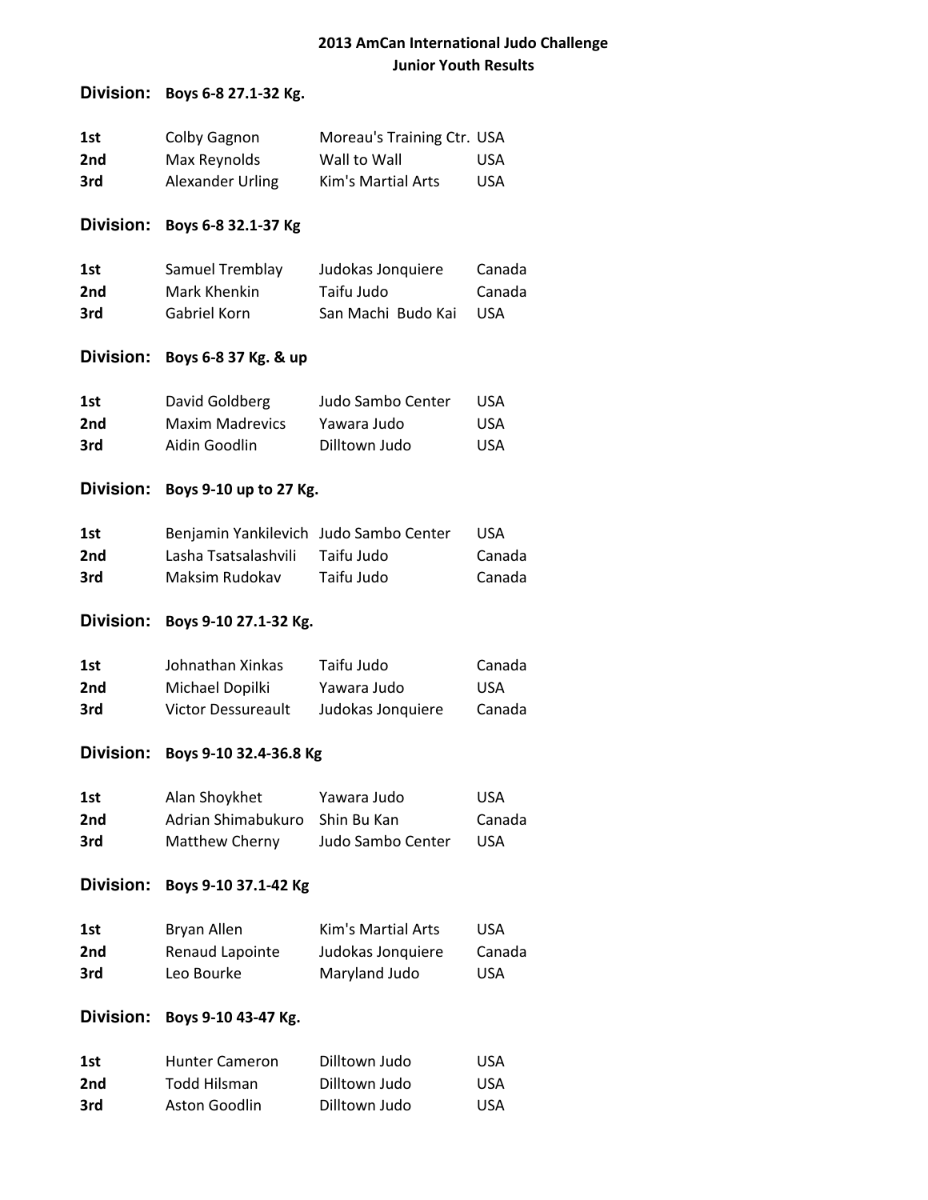# 2013 AmCan International Judo Challenge
## Junior Youth Results

### Division: Boys 6-8 27.1-32 Kg.

| | | | |
|---|---|---|---|
| 1st | Colby Gagnon | Moreau's Training Ctr. | USA |
| 2nd | Max Reynolds | Wall to Wall | USA |
| 3rd | Alexander Urling | Kim's Martial Arts | USA |

### Division: Boys 6-8 32.1-37 Kg

| | | | |
|---|---|---|---|
| 1st | Samuel Tremblay | Judokas Jonquiere | Canada |
| 2nd | Mark Khenkin | Taifu Judo | Canada |
| 3rd | Gabriel Korn | San Machi Budo Kai | USA |

### Division: Boys 6-8 37 Kg. & up

| | | | |
|---|---|---|---|
| 1st | David Goldberg | Judo Sambo Center | USA |
| 2nd | Maxim Madrevics | Yawara Judo | USA |
| 3rd | Aidin Goodlin | Dilltown Judo | USA |

### Division: Boys 9-10 up to 27 Kg.

| | | | |
|---|---|---|---|
| 1st | Benjamin Yankilevich | Judo Sambo Center | USA |
| 2nd | Lasha Tsatsalashvili | Taifu Judo | Canada |
| 3rd | Maksim Rudokav | Taifu Judo | Canada |

### Division: Boys 9-10 27.1-32 Kg.

| | | | |
|---|---|---|---|
| 1st | Johnathan Xinkas | Taifu Judo | Canada |
| 2nd | Michael Dopilki | Yawara Judo | USA |
| 3rd | Victor Dessureault | Judokas Jonquiere | Canada |

### Division: Boys 9-10 32.4-36.8 Kg

| | | | |
|---|---|---|---|
| 1st | Alan Shoykhet | Yawara Judo | USA |
| 2nd | Adrian Shimabukuro | Shin Bu Kan | Canada |
| 3rd | Matthew Cherny | Judo Sambo Center | USA |

### Division: Boys 9-10 37.1-42 Kg

| | | | |
|---|---|---|---|
| 1st | Bryan Allen | Kim's Martial Arts | USA |
| 2nd | Renaud Lapointe | Judokas Jonquiere | Canada |
| 3rd | Leo Bourke | Maryland Judo | USA |

### Division: Boys 9-10 43-47 Kg.

| | | | |
|---|---|---|---|
| 1st | Hunter Cameron | Dilltown Judo | USA |
| 2nd | Todd Hilsman | Dilltown Judo | USA |
| 3rd | Aston Goodlin | Dilltown Judo | USA |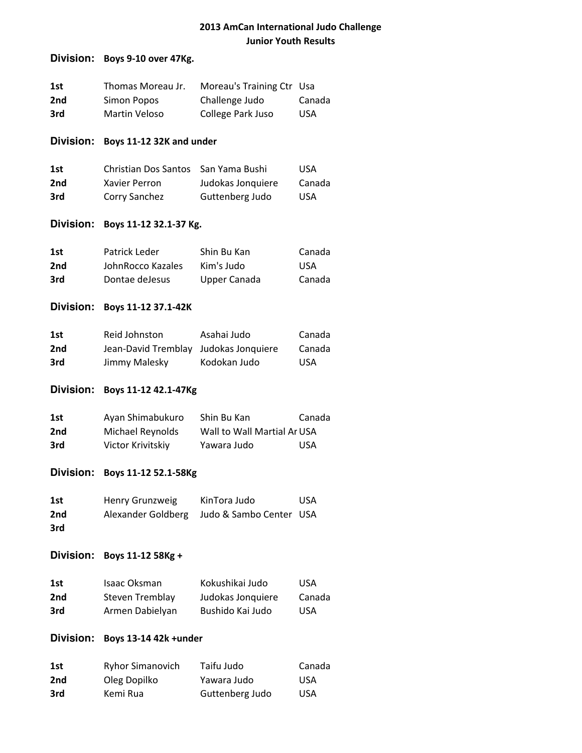**2013 AmCan International Judo Challenge**
**Junior Youth Results**

**Division: Boys 9-10 over 47Kg.**

| | | | |
|---|---|---|---|
| **1st** | Thomas Moreau Jr. | Moreau's Training Ctr | Usa |
| **2nd** | Simon Popos | Challenge Judo | Canada |
| **3rd** | Martin Veloso | College Park Juso | USA |

**Division: Boys 11-12 32K and under**

| | | | |
|---|---|---|---|
| **1st** | Christian Dos Santos | San Yama Bushi | USA |
| **2nd** | Xavier Perron | Judokas Jonquiere | Canada |
| **3rd** | Corry Sanchez | Guttenberg Judo | USA |

**Division: Boys 11-12 32.1-37 Kg.**

| | | | |
|---|---|---|---|
| **1st** | Patrick Leder | Shin Bu Kan | Canada |
| **2nd** | JohnRocco Kazales | Kim's Judo | USA |
| **3rd** | Dontae deJesus | Upper Canada | Canada |

**Division: Boys 11-12 37.1-42K**

| | | | |
|---|---|---|---|
| **1st** | Reid Johnston | Asahai Judo | Canada |
| **2nd** | Jean-David Tremblay | Judokas Jonquiere | Canada |
| **3rd** | Jimmy Malesky | Kodokan Judo | USA |

**Division: Boys 11-12 42.1-47Kg**

| | | | |
|---|---|---|---|
| **1st** | Ayan Shimabukuro | Shin Bu Kan | Canada |
| **2nd** | Michael Reynolds | Wall to Wall Martial Ar | USA |
| **3rd** | Victor Krivitskiy | Yawara Judo | USA |

**Division: Boys 11-12 52.1-58Kg**

| | | | |
|---|---|---|---|
| **1st** | Henry Grunzweig | KinTora Judo | USA |
| **2nd** | Alexander Goldberg | Judo & Sambo Center | USA |
| **3rd** | | | |

**Division: Boys 11-12 58Kg +**

| | | | |
|---|---|---|---|
| **1st** | Isaac Oksman | Kokushikai Judo | USA |
| **2nd** | Steven Tremblay | Judokas Jonquiere | Canada |
| **3rd** | Armen Dabielyan | Bushido Kai Judo | USA |

**Division: Boys 13-14 42k +under**

| | | | |
|---|---|---|---|
| **1st** | Ryhor Simanovich | Taifu Judo | Canada |
| **2nd** | Oleg Dopilko | Yawara Judo | USA |
| **3rd** | Kemi Rua | Guttenberg Judo | USA |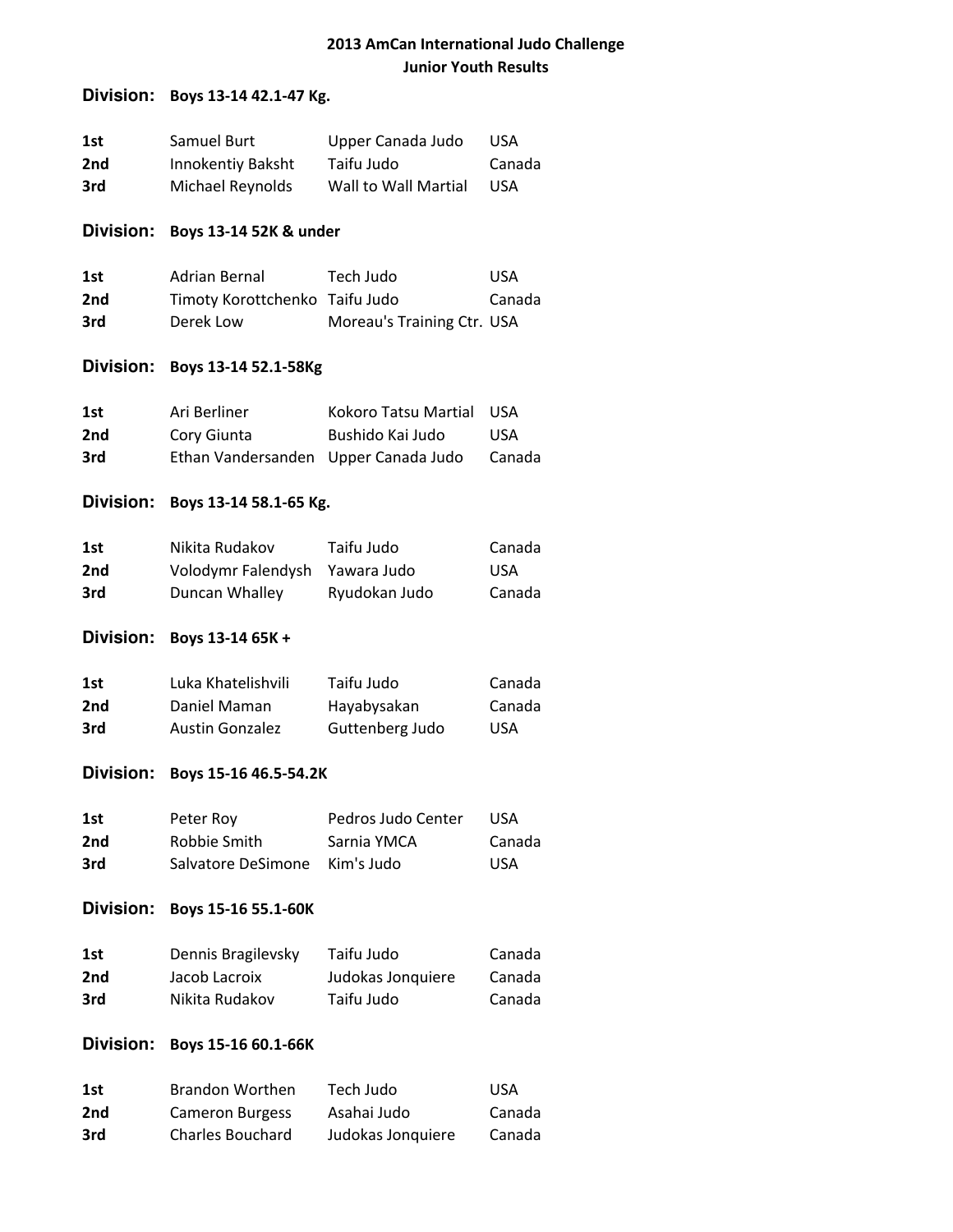**2013 AmCan International Judo Challenge**
**Junior Youth Results**

### Division: Boys 13-14 42.1-47 Kg.

| | | | |
|---|---|---|---|
| 1st | Samuel Burt | Upper Canada Judo | USA |
| 2nd | Innokentiy Baksht | Taifu Judo | Canada |
| 3rd | Michael Reynolds | Wall to Wall Martial | USA |

### Division: Boys 13-14 52K & under

| | | | |
|---|---|---|---|
| 1st | Adrian Bernal | Tech Judo | USA |
| 2nd | Timoty Korottchenko | Taifu Judo | Canada |
| 3rd | Derek Low | Moreau's Training Ctr. | USA |

### Division: Boys 13-14 52.1-58Kg

| | | | |
|---|---|---|---|
| 1st | Ari Berliner | Kokoro Tatsu Martial | USA |
| 2nd | Cory Giunta | Bushido Kai Judo | USA |
| 3rd | Ethan Vandersanden | Upper Canada Judo | Canada |

### Division: Boys 13-14 58.1-65 Kg.

| | | | |
|---|---|---|---|
| 1st | Nikita Rudakov | Taifu Judo | Canada |
| 2nd | Volodymr Falendysh | Yawara Judo | USA |
| 3rd | Duncan Whalley | Ryudokan Judo | Canada |

### Division: Boys 13-14 65K +

| | | | |
|---|---|---|---|
| 1st | Luka Khatelishvili | Taifu Judo | Canada |
| 2nd | Daniel Maman | Hayabysakan | Canada |
| 3rd | Austin Gonzalez | Guttenberg Judo | USA |

### Division: Boys 15-16 46.5-54.2K

| | | | |
|---|---|---|---|
| 1st | Peter Roy | Pedros Judo Center | USA |
| 2nd | Robbie Smith | Sarnia YMCA | Canada |
| 3rd | Salvatore DeSimone | Kim's Judo | USA |

### Division: Boys 15-16 55.1-60K

| | | | |
|---|---|---|---|
| 1st | Dennis Bragilevsky | Taifu Judo | Canada |
| 2nd | Jacob Lacroix | Judokas Jonquiere | Canada |
| 3rd | Nikita Rudakov | Taifu Judo | Canada |

### Division: Boys 15-16 60.1-66K

| | | | |
|---|---|---|---|
| 1st | Brandon Worthen | Tech Judo | USA |
| 2nd | Cameron Burgess | Asahai Judo | Canada |
| 3rd | Charles Bouchard | Judokas Jonquiere | Canada |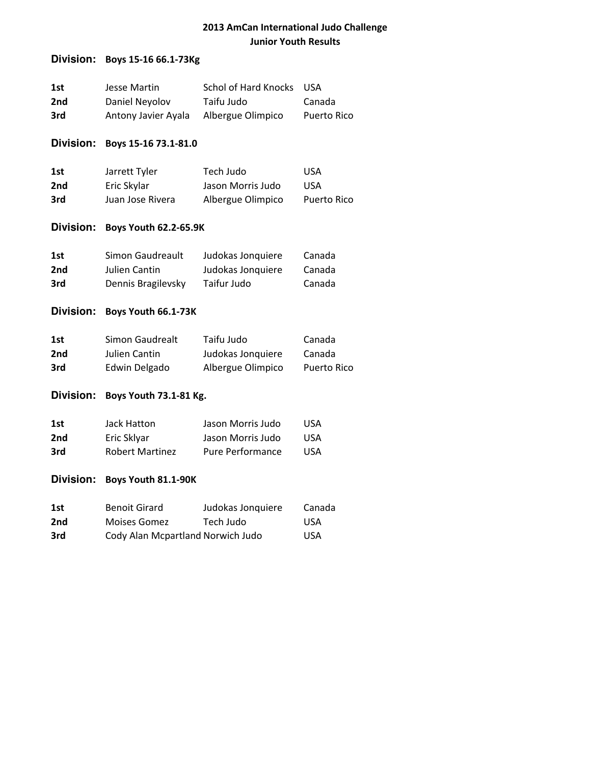**2013 AmCan International Judo Challenge**
**Junior Youth Results**

## Division: Boys 15-16 66.1-73Kg

| | | | |
|---|---|---|---|
| 1st | Jesse Martin | Schol of Hard Knocks | USA |
| 2nd | Daniel Neyolov | Taifu Judo | Canada |
| 3rd | Antony Javier Ayala | Albergue Olimpico | Puerto Rico |

## Division: Boys 15-16 73.1-81.0

| | | | |
|---|---|---|---|
| 1st | Jarrett Tyler | Tech Judo | USA |
| 2nd | Eric Skylar | Jason Morris Judo | USA |
| 3rd | Juan Jose Rivera | Albergue Olimpico | Puerto Rico |

## Division: Boys Youth 62.2-65.9K

| | | | |
|---|---|---|---|
| 1st | Simon Gaudreault | Judokas Jonquiere | Canada |
| 2nd | Julien Cantin | Judokas Jonquiere | Canada |
| 3rd | Dennis Bragilevsky | Taifur Judo | Canada |

## Division: Boys Youth 66.1-73K

| | | | |
|---|---|---|---|
| 1st | Simon Gaudrealt | Taifu Judo | Canada |
| 2nd | Julien Cantin | Judokas Jonquiere | Canada |
| 3rd | Edwin Delgado | Albergue Olimpico | Puerto Rico |

## Division: Boys Youth 73.1-81 Kg.

| | | | |
|---|---|---|---|
| 1st | Jack Hatton | Jason Morris Judo | USA |
| 2nd | Eric Sklyar | Jason Morris Judo | USA |
| 3rd | Robert Martinez | Pure Performance | USA |

## Division: Boys Youth 81.1-90K

| | | | |
|---|---|---|---|
| 1st | Benoit Girard | Judokas Jonquiere | Canada |
| 2nd | Moises Gomez | Tech Judo | USA |
| 3rd | Cody Alan Mcpartland | Norwich Judo | USA |